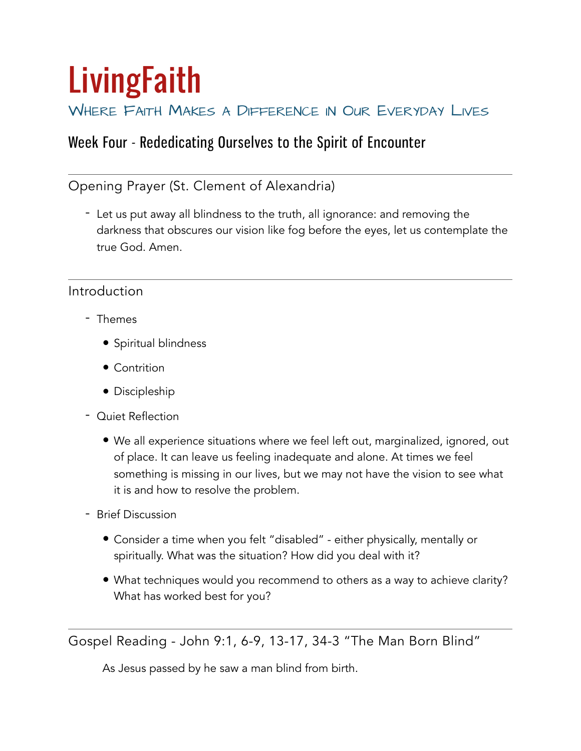# LivingFaith

## Where Faith Makes a Difference in Our Everyday Lives

## Week Four - Rededicating Ourselves to the Spirit of Encounter

---

### Opening Prayer (St. Clement of Alexandria)

- Let us put away all blindness to the truth, all ignorance: and removing the darkness that obscures our vision like fog before the eyes, let us contemplate the true God. Amen.

---

### Introduction

- Themes
  - Spiritual blindness
  - Contrition
  - Discipleship
- Quiet Reflection
  - We all experience situations where we feel left out, marginalized, ignored, out of place. It can leave us feeling inadequate and alone. At times we feel something is missing in our lives, but we may not have the vision to see what it is and how to resolve the problem.
- Brief Discussion
  - Consider a time when you felt "disabled" - either physically, mentally or spiritually. What was the situation? How did you deal with it?
  - What techniques would you recommend to others as a way to achieve clarity? What has worked best for you?

---

### Gospel Reading - John 9:1, 6-9, 13-17, 34-3 "The Man Born Blind"

As Jesus passed by he saw a man blind from birth.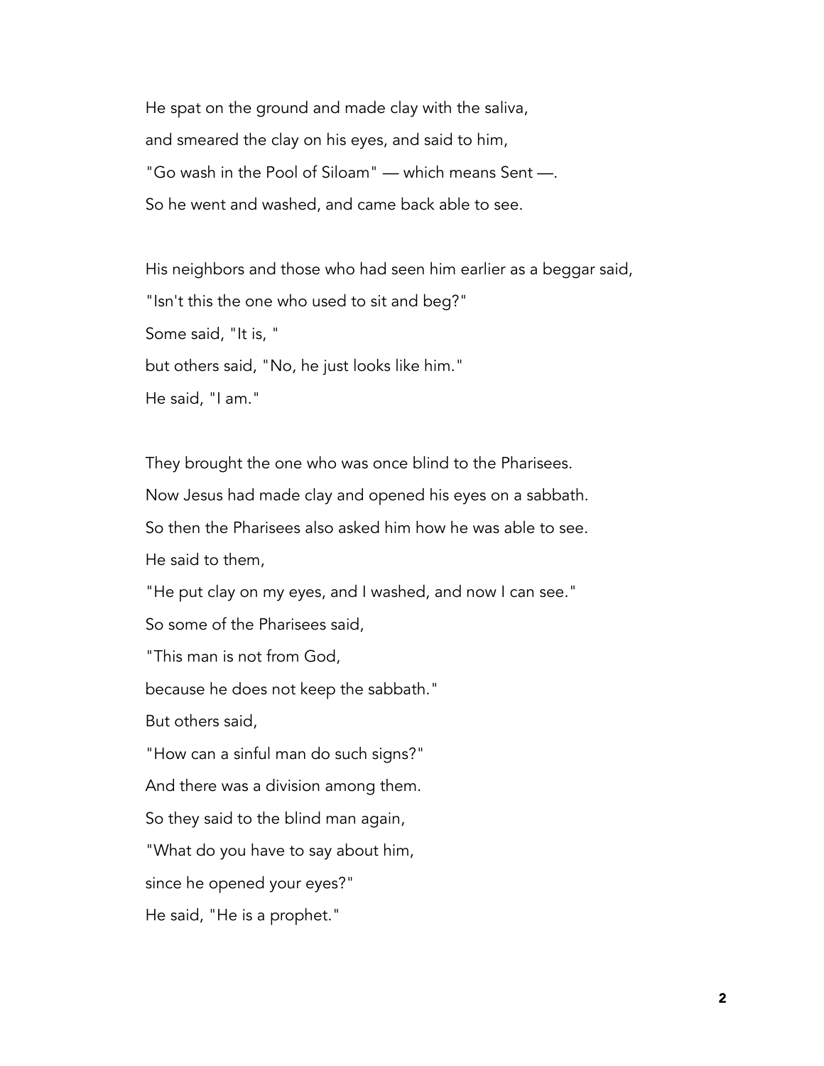He spat on the ground and made clay with the saliva,
and smeared the clay on his eyes, and said to him,
"Go wash in the Pool of Siloam" — which means Sent —.
So he went and washed, and came back able to see.

His neighbors and those who had seen him earlier as a beggar said,
"Isn't this the one who used to sit and beg?"
Some said, "It is, "
but others said, "No, he just looks like him."
He said, "I am."

They brought the one who was once blind to the Pharisees.
Now Jesus had made clay and opened his eyes on a sabbath.
So then the Pharisees also asked him how he was able to see.
He said to them,
"He put clay on my eyes, and I washed, and now I can see."
So some of the Pharisees said,
"This man is not from God,
because he does not keep the sabbath."
But others said,
"How can a sinful man do such signs?"
And there was a division among them.
So they said to the blind man again,
"What do you have to say about him,
since he opened your eyes?"
He said, "He is a prophet."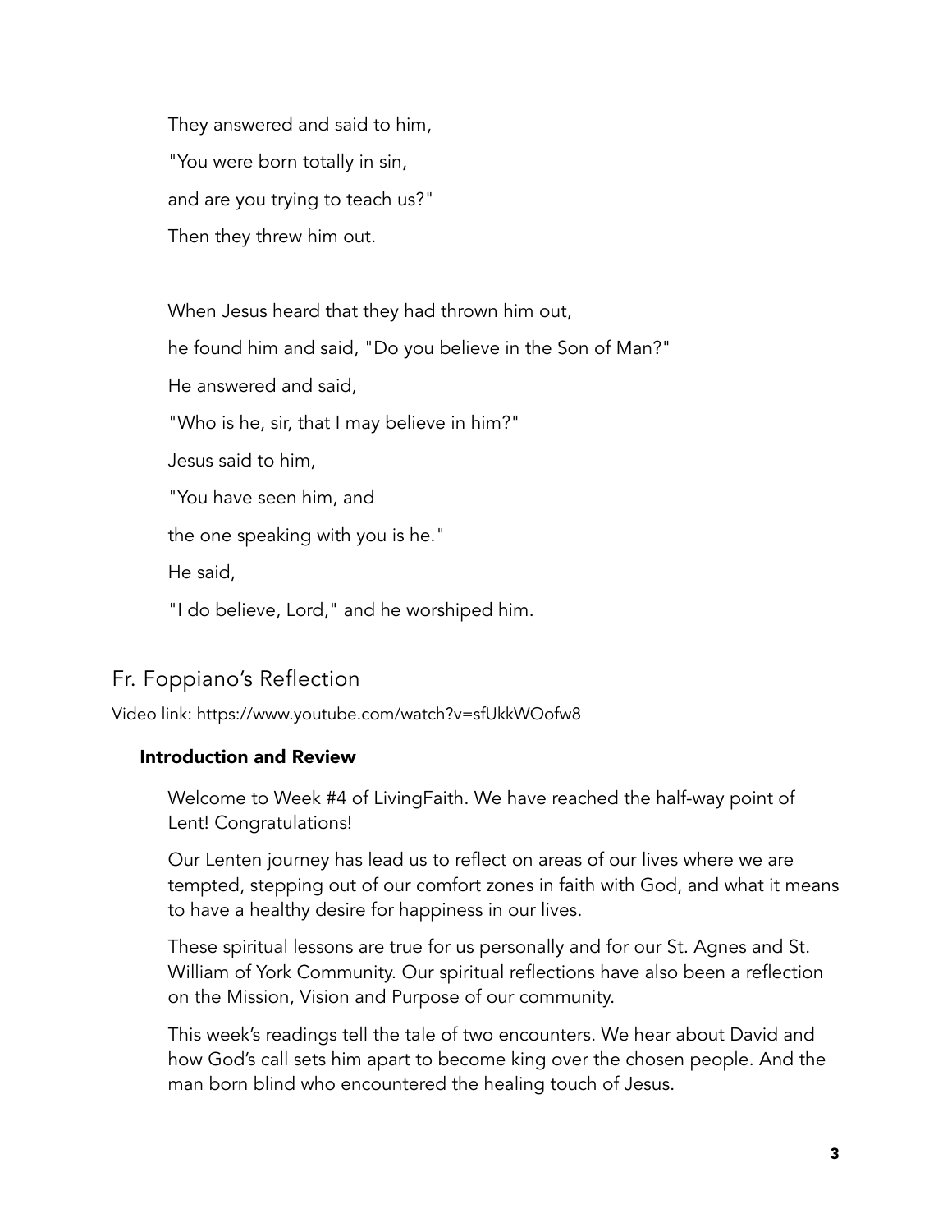They answered and said to him,

"You were born totally in sin,

and are you trying to teach us?"

Then they threw him out.

When Jesus heard that they had thrown him out,

he found him and said, "Do you believe in the Son of Man?"

He answered and said,

"Who is he, sir, that I may believe in him?"

Jesus said to him,

"You have seen him, and

the one speaking with you is he."

He said,

"I do believe, Lord," and he worshiped him.

---

## Fr. Foppiano's Reflection

Video link: https://www.youtube.com/watch?v=sfUkkWOofw8

### Introduction and Review

Welcome to Week #4 of LivingFaith. We have reached the half-way point of Lent! Congratulations!

Our Lenten journey has lead us to reflect on areas of our lives where we are tempted, stepping out of our comfort zones in faith with God, and what it means to have a healthy desire for happiness in our lives.

These spiritual lessons are true for us personally and for our St. Agnes and St. William of York Community. Our spiritual reflections have also been a reflection on the Mission, Vision and Purpose of our community.

This week's readings tell the tale of two encounters. We hear about David and how God's call sets him apart to become king over the chosen people. And the man born blind who encountered the healing touch of Jesus.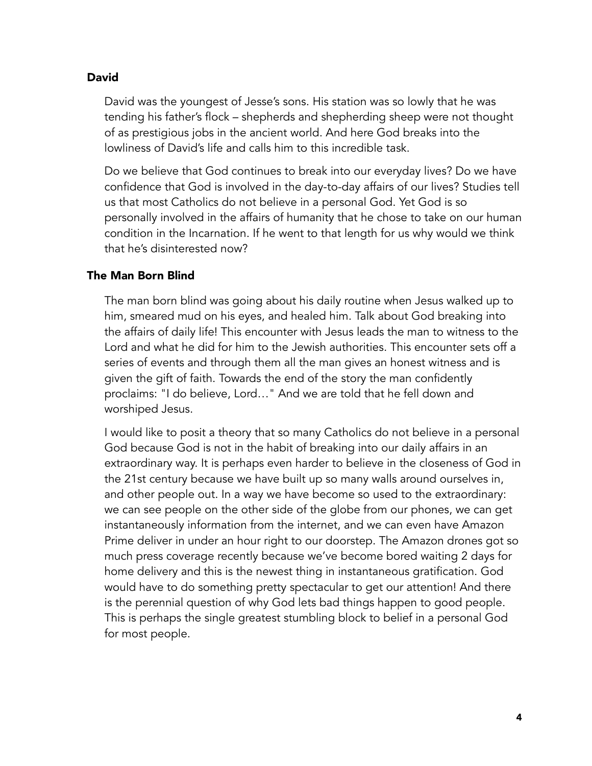### David

David was the youngest of Jesse's sons. His station was so lowly that he was tending his father's flock – shepherds and shepherding sheep were not thought of as prestigious jobs in the ancient world. And here God breaks into the lowliness of David's life and calls him to this incredible task.

Do we believe that God continues to break into our everyday lives? Do we have confidence that God is involved in the day-to-day affairs of our lives? Studies tell us that most Catholics do not believe in a personal God. Yet God is so personally involved in the affairs of humanity that he chose to take on our human condition in the Incarnation. If he went to that length for us why would we think that he's disinterested now?

### The Man Born Blind

The man born blind was going about his daily routine when Jesus walked up to him, smeared mud on his eyes, and healed him. Talk about God breaking into the affairs of daily life! This encounter with Jesus leads the man to witness to the Lord and what he did for him to the Jewish authorities. This encounter sets off a series of events and through them all the man gives an honest witness and is given the gift of faith. Towards the end of the story the man confidently proclaims: "I do believe, Lord…" And we are told that he fell down and worshiped Jesus.

I would like to posit a theory that so many Catholics do not believe in a personal God because God is not in the habit of breaking into our daily affairs in an extraordinary way. It is perhaps even harder to believe in the closeness of God in the 21st century because we have built up so many walls around ourselves in, and other people out. In a way we have become so used to the extraordinary: we can see people on the other side of the globe from our phones, we can get instantaneously information from the internet, and we can even have Amazon Prime deliver in under an hour right to our doorstep. The Amazon drones got so much press coverage recently because we've become bored waiting 2 days for home delivery and this is the newest thing in instantaneous gratification. God would have to do something pretty spectacular to get our attention! And there is the perennial question of why God lets bad things happen to good people. This is perhaps the single greatest stumbling block to belief in a personal God for most people.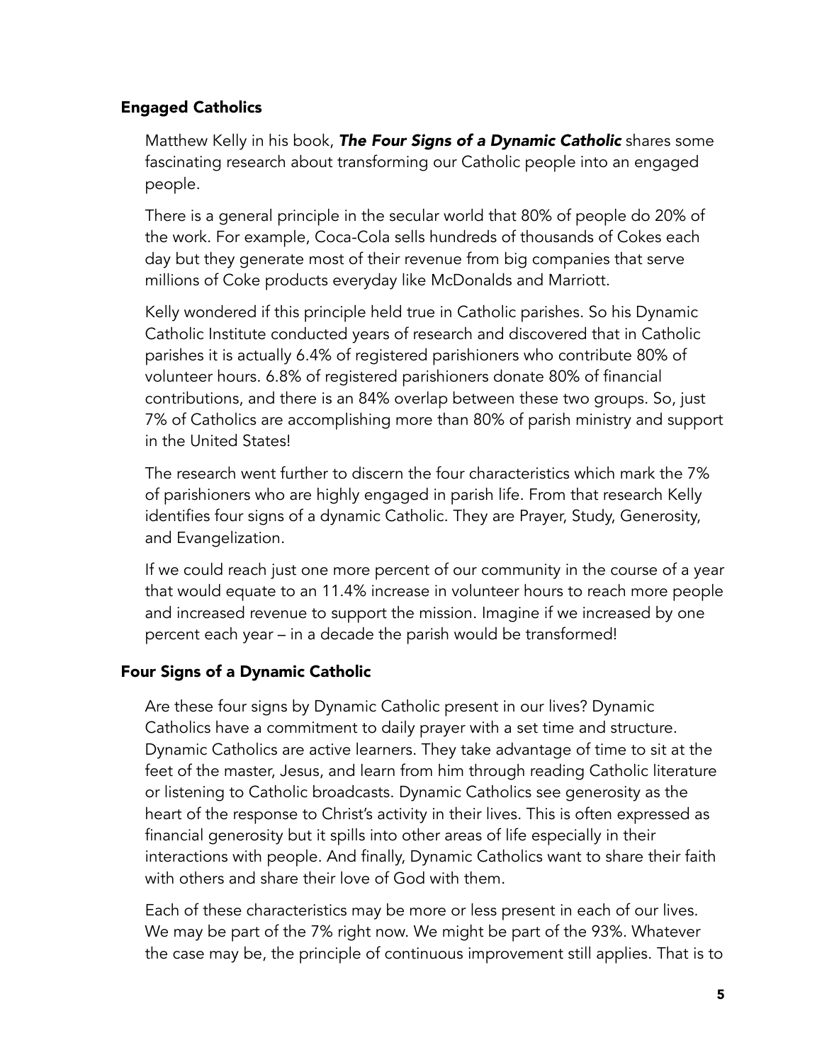## Engaged Catholics

Matthew Kelly in his book, ***The Four Signs of a Dynamic Catholic*** shares some fascinating research about transforming our Catholic people into an engaged people.

There is a general principle in the secular world that 80% of people do 20% of the work. For example, Coca-Cola sells hundreds of thousands of Cokes each day but they generate most of their revenue from big companies that serve millions of Coke products everyday like McDonalds and Marriott.

Kelly wondered if this principle held true in Catholic parishes. So his Dynamic Catholic Institute conducted years of research and discovered that in Catholic parishes it is actually 6.4% of registered parishioners who contribute 80% of volunteer hours. 6.8% of registered parishioners donate 80% of financial contributions, and there is an 84% overlap between these two groups. So, just 7% of Catholics are accomplishing more than 80% of parish ministry and support in the United States!

The research went further to discern the four characteristics which mark the 7% of parishioners who are highly engaged in parish life. From that research Kelly identifies four signs of a dynamic Catholic. They are Prayer, Study, Generosity, and Evangelization.

If we could reach just one more percent of our community in the course of a year that would equate to an 11.4% increase in volunteer hours to reach more people and increased revenue to support the mission. Imagine if we increased by one percent each year – in a decade the parish would be transformed!

## Four Signs of a Dynamic Catholic

Are these four signs by Dynamic Catholic present in our lives? Dynamic Catholics have a commitment to daily prayer with a set time and structure. Dynamic Catholics are active learners. They take advantage of time to sit at the feet of the master, Jesus, and learn from him through reading Catholic literature or listening to Catholic broadcasts. Dynamic Catholics see generosity as the heart of the response to Christ's activity in their lives. This is often expressed as financial generosity but it spills into other areas of life especially in their interactions with people. And finally, Dynamic Catholics want to share their faith with others and share their love of God with them.

Each of these characteristics may be more or less present in each of our lives. We may be part of the 7% right now. We might be part of the 93%. Whatever the case may be, the principle of continuous improvement still applies. That is to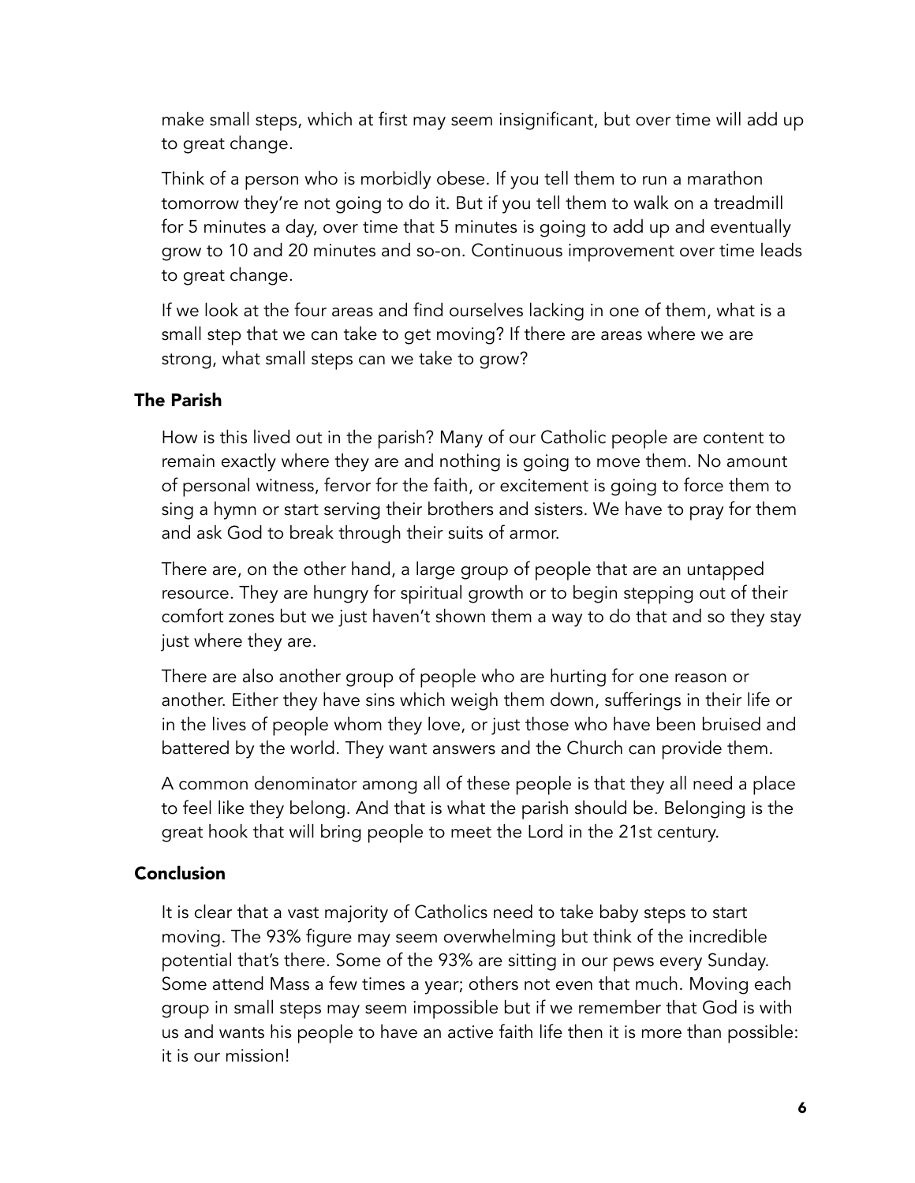make small steps, which at first may seem insignificant, but over time will add up to great change.

Think of a person who is morbidly obese. If you tell them to run a marathon tomorrow they're not going to do it. But if you tell them to walk on a treadmill for 5 minutes a day, over time that 5 minutes is going to add up and eventually grow to 10 and 20 minutes and so-on. Continuous improvement over time leads to great change.

If we look at the four areas and find ourselves lacking in one of them, what is a small step that we can take to get moving? If there are areas where we are strong, what small steps can we take to grow?

### The Parish

How is this lived out in the parish? Many of our Catholic people are content to remain exactly where they are and nothing is going to move them. No amount of personal witness, fervor for the faith, or excitement is going to force them to sing a hymn or start serving their brothers and sisters. We have to pray for them and ask God to break through their suits of armor.

There are, on the other hand, a large group of people that are an untapped resource. They are hungry for spiritual growth or to begin stepping out of their comfort zones but we just haven't shown them a way to do that and so they stay just where they are.

There are also another group of people who are hurting for one reason or another. Either they have sins which weigh them down, sufferings in their life or in the lives of people whom they love, or just those who have been bruised and battered by the world. They want answers and the Church can provide them.

A common denominator among all of these people is that they all need a place to feel like they belong. And that is what the parish should be. Belonging is the great hook that will bring people to meet the Lord in the 21st century.

### Conclusion

It is clear that a vast majority of Catholics need to take baby steps to start moving. The 93% figure may seem overwhelming but think of the incredible potential that's there. Some of the 93% are sitting in our pews every Sunday. Some attend Mass a few times a year; others not even that much. Moving each group in small steps may seem impossible but if we remember that God is with us and wants his people to have an active faith life then it is more than possible: it is our mission!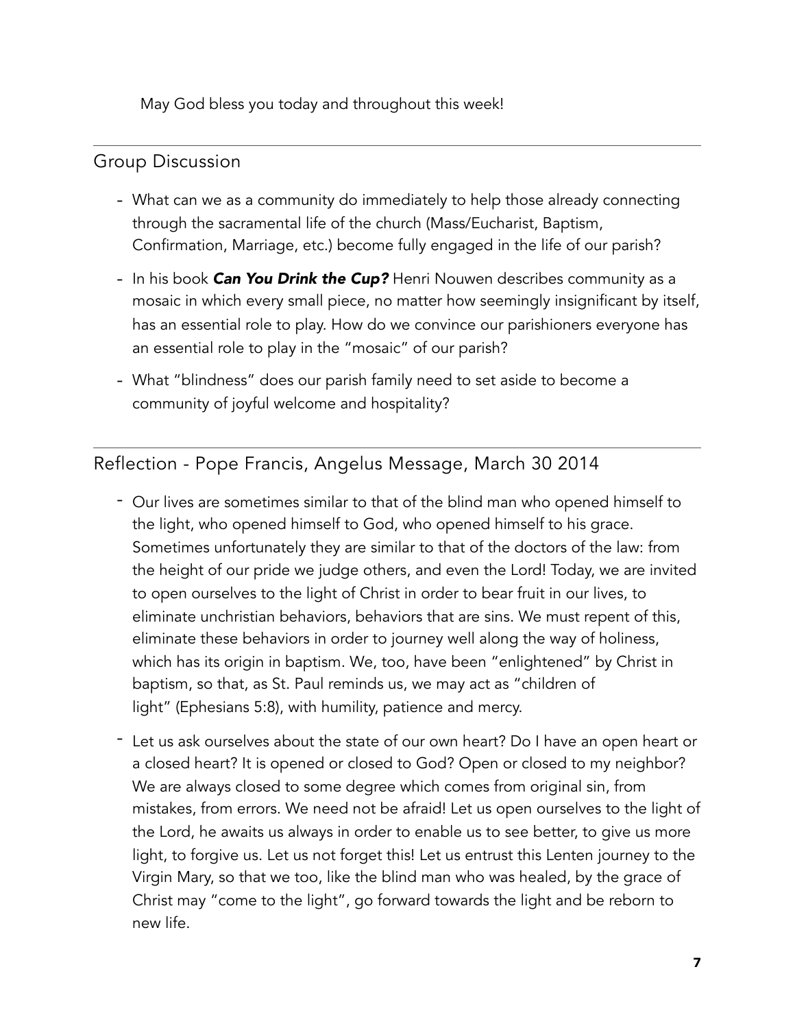May God bless you today and throughout this week!

## Group Discussion

- What can we as a community do immediately to help those already connecting through the sacramental life of the church (Mass/Eucharist, Baptism, Confirmation, Marriage, etc.) become fully engaged in the life of our parish?
- In his book ***Can You Drink the Cup?*** Henri Nouwen describes community as a mosaic in which every small piece, no matter how seemingly insignificant by itself, has an essential role to play. How do we convince our parishioners everyone has an essential role to play in the "mosaic" of our parish?
- What "blindness" does our parish family need to set aside to become a community of joyful welcome and hospitality?

## Reflection - Pope Francis, Angelus Message, March 30 2014

- Our lives are sometimes similar to that of the blind man who opened himself to the light, who opened himself to God, who opened himself to his grace. Sometimes unfortunately they are similar to that of the doctors of the law: from the height of our pride we judge others, and even the Lord! Today, we are invited to open ourselves to the light of Christ in order to bear fruit in our lives, to eliminate unchristian behaviors, behaviors that are sins. We must repent of this, eliminate these behaviors in order to journey well along the way of holiness, which has its origin in baptism. We, too, have been "enlightened" by Christ in baptism, so that, as St. Paul reminds us, we may act as "children of light" (Ephesians 5:8), with humility, patience and mercy.
- Let us ask ourselves about the state of our own heart? Do I have an open heart or a closed heart? It is opened or closed to God? Open or closed to my neighbor? We are always closed to some degree which comes from original sin, from mistakes, from errors. We need not be afraid! Let us open ourselves to the light of the Lord, he awaits us always in order to enable us to see better, to give us more light, to forgive us. Let us not forget this! Let us entrust this Lenten journey to the Virgin Mary, so that we too, like the blind man who was healed, by the grace of Christ may "come to the light", go forward towards the light and be reborn to new life.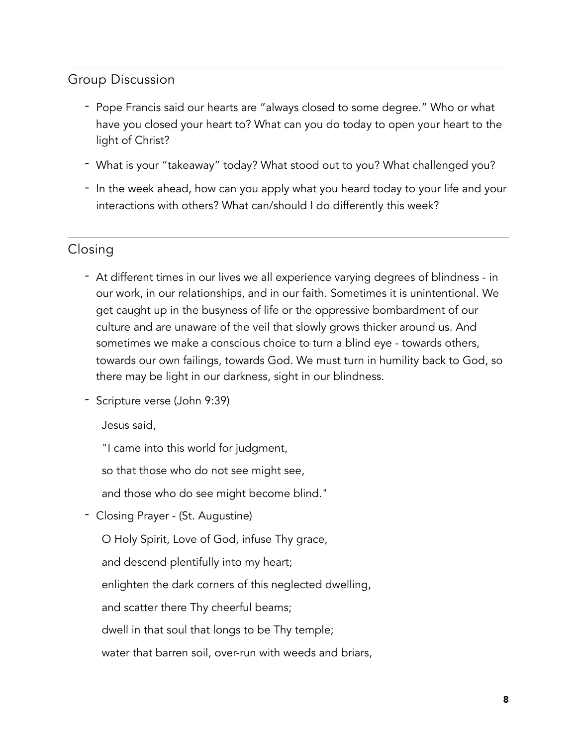## Group Discussion

- Pope Francis said our hearts are "always closed to some degree." Who or what have you closed your heart to? What can you do today to open your heart to the light of Christ?
- What is your "takeaway" today? What stood out to you? What challenged you?
- In the week ahead, how can you apply what you heard today to your life and your interactions with others? What can/should I do differently this week?

## Closing

- At different times in our lives we all experience varying degrees of blindness - in our work, in our relationships, and in our faith. Sometimes it is unintentional. We get caught up in the busyness of life or the oppressive bombardment of our culture and are unaware of the veil that slowly grows thicker around us. And sometimes we make a conscious choice to turn a blind eye - towards others, towards our own failings, towards God. We must turn in humility back to God, so there may be light in our darkness, sight in our blindness.
- Scripture verse (John 9:39)

  Jesus said,

  "I came into this world for judgment,

  so that those who do not see might see,

  and those who do see might become blind."

- Closing Prayer - (St. Augustine)

  O Holy Spirit, Love of God, infuse Thy grace,

  and descend plentifully into my heart;

  enlighten the dark corners of this neglected dwelling,

  and scatter there Thy cheerful beams;

  dwell in that soul that longs to be Thy temple;

  water that barren soil, over-run with weeds and briars,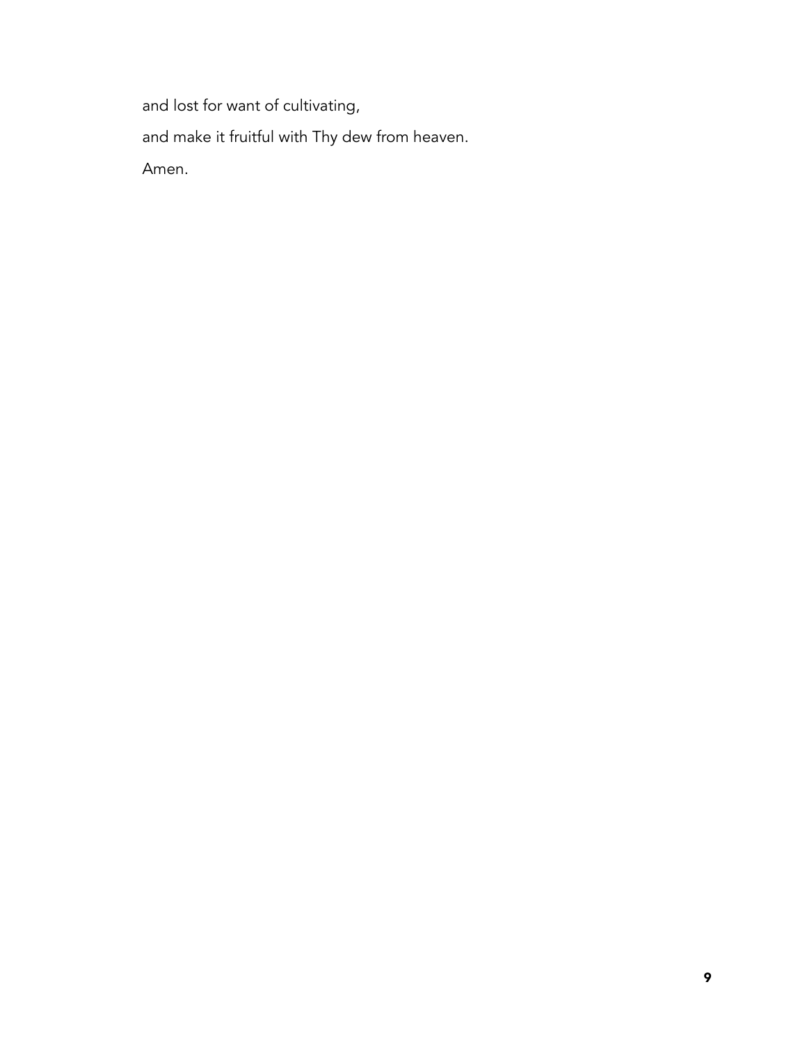and lost for want of cultivating,

and make it fruitful with Thy dew from heaven.

Amen.